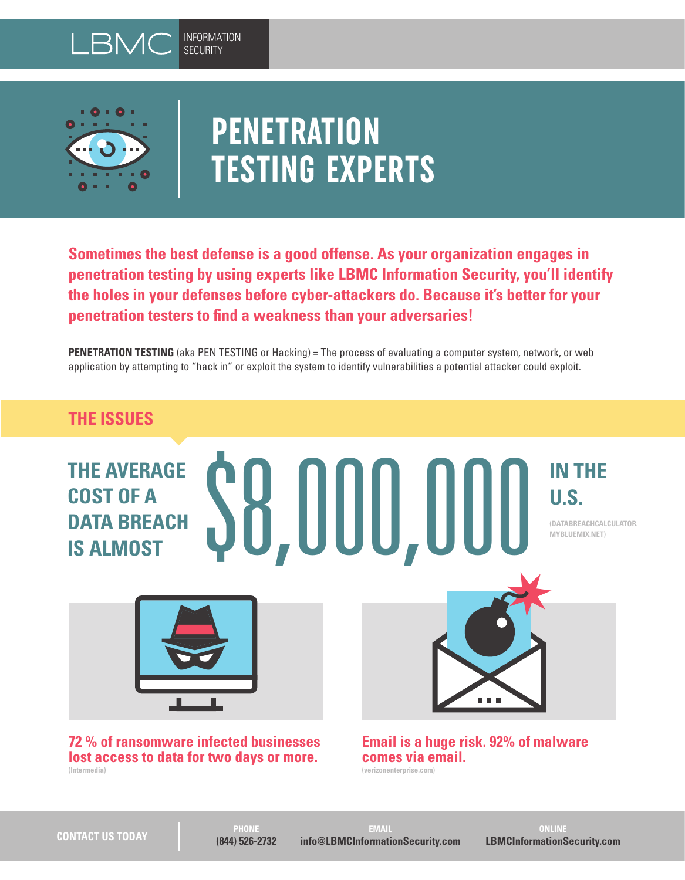LBMC INFORMATION SECURITY

# PENETRATION TESTING EXPERTS

**Sometimes the best defense is a good offense. As your organization engages in penetration testing by using experts like LBMC Information Security, you'll identify the holes in your defenses before cyber-attackers do. Because it's better for your penetration testers to find a weakness than your adversaries!**

**PENETRATION TESTING** (aka PEN TESTING or Hacking) = The process of evaluating a computer system, network, or web application by attempting to "hack in" or exploit the system to identify vulnerabilities a potential attacker could exploit.

## THE ISSUES

**THE AVERAGE COST OF A DATA BREACH IS ALMOST $8,000,000 IN THE U.S.**

(DATABREACHCALCULATOR.MYBLUEMIX.NET)

**72 % of ransomware infected businesses lost access to data for two days or more.**
(Intermedia)

**Email is a huge risk. 92% of malware comes via email.**
(verizonenterprise.com)

**CONTACT US TODAY**

PHONE
(844) 526-2732

EMAIL
info@LBMCInformationSecurity.com

ONLINE
LBMCInformationSecurity.com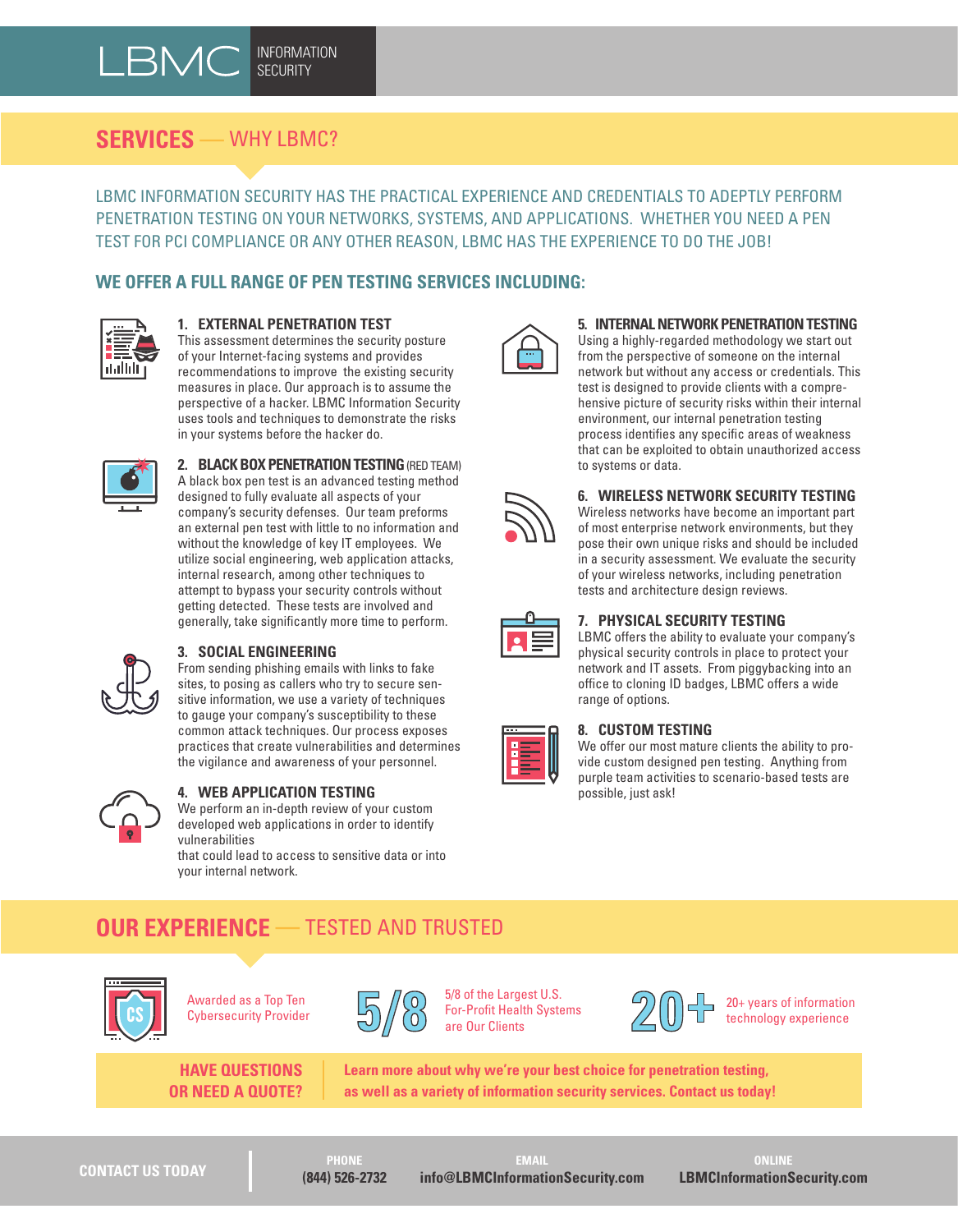LBMC INFORMATION SECURITY

## SERVICES — WHY LBMC?

LBMC INFORMATION SECURITY HAS THE PRACTICAL EXPERIENCE AND CREDENTIALS TO ADEPTLY PERFORM PENETRATION TESTING ON YOUR NETWORKS, SYSTEMS, AND APPLICATIONS. WHETHER YOU NEED A PEN TEST FOR PCI COMPLIANCE OR ANY OTHER REASON, LBMC HAS THE EXPERIENCE TO DO THE JOB!

### WE OFFER A FULL RANGE OF PEN TESTING SERVICES INCLUDING:

**1. EXTERNAL PENETRATION TEST**
This assessment determines the security posture of your Internet-facing systems and provides recommendations to improve the existing security measures in place. Our approach is to assume the perspective of a hacker. LBMC Information Security uses tools and techniques to demonstrate the risks in your systems before the hacker do.

**2. BLACK BOX PENETRATION TESTING** (RED TEAM)
A black box pen test is an advanced testing method designed to fully evaluate all aspects of your company's security defenses. Our team preforms an external pen test with little to no information and without the knowledge of key IT employees. We utilize social engineering, web application attacks, internal research, among other techniques to attempt to bypass your security controls without getting detected. These tests are involved and generally, take significantly more time to perform.

**3. SOCIAL ENGINEERING**
From sending phishing emails with links to fake sites, to posing as callers who try to secure sensitive information, we use a variety of techniques to gauge your company's susceptibility to these common attack techniques. Our process exposes practices that create vulnerabilities and determines the vigilance and awareness of your personnel.

**4. WEB APPLICATION TESTING**
We perform an in-depth review of your custom developed web applications in order to identify vulnerabilities
that could lead to access to sensitive data or into your internal network.

**5. INTERNAL NETWORK PENETRATION TESTING**
Using a highly-regarded methodology we start out from the perspective of someone on the internal network but without any access or credentials. This test is designed to provide clients with a comprehensive picture of security risks within their internal environment, our internal penetration testing process identifies any specific areas of weakness that can be exploited to obtain unauthorized access to systems or data.

**6. WIRELESS NETWORK SECURITY TESTING**
Wireless networks have become an important part of most enterprise network environments, but they pose their own unique risks and should be included in a security assessment. We evaluate the security of your wireless networks, including penetration tests and architecture design reviews.

**7. PHYSICAL SECURITY TESTING**
LBMC offers the ability to evaluate your company's physical security controls in place to protect your network and IT assets. From piggybacking into an office to cloning ID badges, LBMC offers a wide range of options.

**8. CUSTOM TESTING**
We offer our most mature clients the ability to provide custom designed pen testing. Anything from purple team activities to scenario-based tests are possible, just ask!

## OUR EXPERIENCE — TESTED AND TRUSTED

Awarded as a Top Ten Cybersecurity Provider

**5/8** — 5/8 of the Largest U.S. For-Profit Health Systems are Our Clients

**20+** — 20+ years of information technology experience

**HAVE QUESTIONS OR NEED A QUOTE?** Learn more about why we're your best choice for penetration testing, as well as a variety of information security services. Contact us today!

CONTACT US TODAY

PHONE: (844) 526-2732

EMAIL: info@LBMCInformationSecurity.com

ONLINE: LBMCInformationSecurity.com